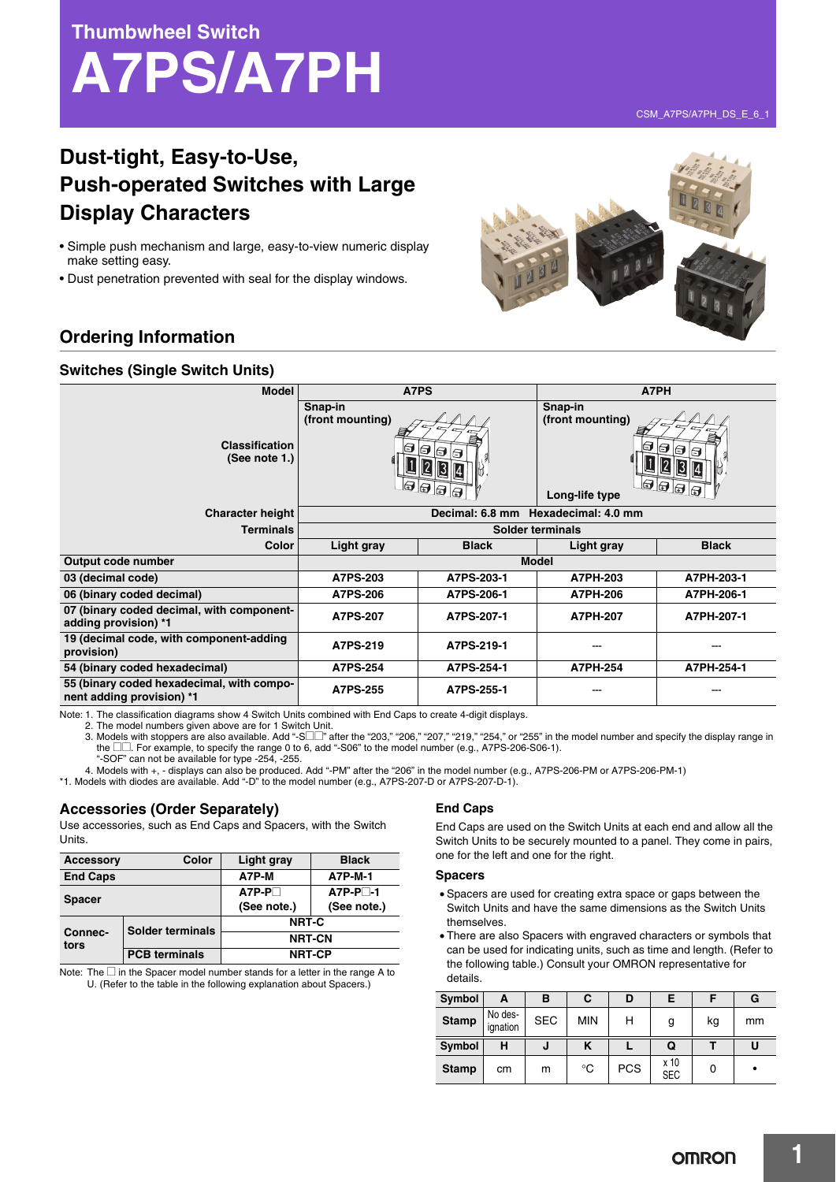Thumbwheel Switch

# A7PS/A7PH

CSM_A7PS/A7PH_DS_E_6_1

## Dust-tight, Easy-to-Use, Push-operated Switches with Large Display Characters

- Simple push mechanism and large, easy-to-view numeric display make setting easy.
- Dust penetration prevented with seal for the display windows.

## Ordering Information

### Switches (Single Switch Units)

| Model | A7PS | | A7PH | |
|---|---|---|---|---|
| Classification (See note 1.) | Snap-in (front mounting) | | Snap-in (front mounting) Long-life type | |
| Character height | Decimal: 6.8 mm Hexadecimal: 4.0 mm | | | |
| Terminals | Solder terminals | | | |
| Color | Light gray | Black | Light gray | Black |
| Output code number | Model | | | |
| 03 (decimal code) | A7PS-203 | A7PS-203-1 | A7PH-203 | A7PH-203-1 |
| 06 (binary coded decimal) | A7PS-206 | A7PS-206-1 | A7PH-206 | A7PH-206-1 |
| 07 (binary coded decimal, with component-adding provision) *1 | A7PS-207 | A7PS-207-1 | A7PH-207 | A7PH-207-1 |
| 19 (decimal code, with component-adding provision) | A7PS-219 | A7PS-219-1 | --- | --- |
| 54 (binary coded hexadecimal) | A7PS-254 | A7PS-254-1 | A7PH-254 | A7PH-254-1 |
| 55 (binary coded hexadecimal, with component adding provision) *1 | A7PS-255 | A7PS-255-1 | --- | --- |

Note: 1. The classification diagrams show 4 Switch Units combined with End Caps to create 4-digit displays.
2. The model numbers given above are for 1 Switch Unit.
3. Models with stoppers are also available. Add "-S□□" after the "203," "206," "207," "219," "254," or "255" in the model number and specify the display range in the □□. For example, to specify the range 0 to 6, add "-S06" to the model number (e.g., A7PS-206-S06-1).
"-SOF" can not be available for type -254, -255.
4. Models with +, - displays can also be produced. Add "-PM" after the "206" in the model number (e.g., A7PS-206-PM or A7PS-206-PM-1)
*1. Models with diodes are available. Add "-D" to the model number (e.g., A7PS-207-D or A7PS-207-D-1).

### Accessories (Order Separately)

Use accessories, such as End Caps and Spacers, with the Switch Units.

| Accessory | Color | Light gray | Black |
|---|---|---|---|
| End Caps | | A7P-M | A7P-M-1 |
| Spacer | | A7P-P□ (See note.) | A7P-P□-1 (See note.) |
| Connectors | Solder terminals | NRT-C | |
| | | NRT-CN | |
| | PCB terminals | NRT-CP | |

Note: The □ in the Spacer model number stands for a letter in the range A to U. (Refer to the table in the following explanation about Spacers.)

### End Caps

End Caps are used on the Switch Units at each end and allow all the Switch Units to be securely mounted to a panel. They come in pairs, one for the left and one for the right.

### Spacers

- Spacers are used for creating extra space or gaps between the Switch Units and have the same dimensions as the Switch Units themselves.
- There are also Spacers with engraved characters or symbols that can be used for indicating units, such as time and length. (Refer to the following table.) Consult your OMRON representative for details.

| Symbol | A | B | C | D | E | F | G |
|---|---|---|---|---|---|---|---|
| Stamp | No designation | SEC | MIN | H | g | kg | mm |
| **Symbol** | **H** | **J** | **K** | **L** | **Q** | **T** | **U** |
| Stamp | cm | m | °C | PCS | x 10 SEC | 0 | • |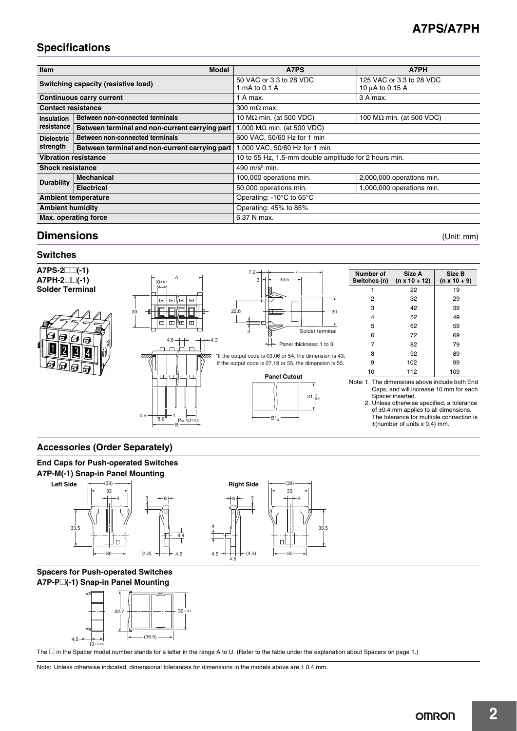## Specifications

| Item | | A7PS | A7PH |
|---|---|---|---|
| Switching capacity (resistive load) | | 50 VAC or 3.3 to 28 VDC<br>1 mA to 0.1 A | 125 VAC or 3.3 to 28 VDC<br>10 μA to 0.15 A |
| Continuous carry current | | 1 A max. | 3 A max. |
| Contact resistance | | 300 mΩ max. | |
| Insulation resistance | Between non-connected terminals | 10 MΩ min. (at 500 VDC) | 100 MΩ min. (at 500 VDC) |
| | Between terminal and non-current carrying part | 1,000 MΩ min. (at 500 VDC) | |
| Dielectric strength | Between non-connected terminals | 600 VAC, 50/60 Hz for 1 min | |
| | Between terminal and non-current carrying part | 1,000 VAC, 50/60 Hz for 1 min | |
| Vibration resistance | | 10 to 55 Hz, 1.5-mm double amplitude for 2 hours min. | |
| Shock resistance | | 490 $m/s^2$ min. | |
| Durability | Mechanical | 100,000 operations min. | 2,000,000 operations min. |
| | Electrical | 50,000 operations min. | 1,000,000 operations min. |
| Ambient temperature | | Operating: -10°C to 65°C | |
| Ambient humidity | | Operating: 45% to 85% | |
| Max. operating force | | 6.37 N max. | |

## Dimensions

(Unit: mm)

### Switches

**A7PS-2□□(-1)**
**A7PH-2□□(-1)**
**Solder Terminal**

*If the output code is 03,06 or 54, the dimension is 43; if the output code is 07,19 or 55, the dimension is 55.

Panel thickness: 1 to 3

Solder terminal

**Panel Cutout**

| Number of Switches (n) | Size A (n x 10 + 12) | Size B (n x 10 + 9) |
|---|---|---|
| 1 | 22 | 19 |
| 2 | 32 | 29 |
| 3 | 42 | 39 |
| 4 | 52 | 49 |
| 5 | 62 | 59 |
| 6 | 72 | 69 |
| 7 | 82 | 79 |
| 8 | 92 | 89 |
| 9 | 102 | 99 |
| 10 | 112 | 109 |

Note: 1. The dimensions above include both End Caps, and will increase 10 mm for each Spacer inserted.
2. Unless otherwise specified, a tolerance of ±0.4 mm applies to all dimensions. The tolerance for multiple connection is ±(number of units x 0.4) mm.

### Accessories (Order Separately)

**End Caps for Push-operated Switches**
**A7P-M(-1) Snap-in Panel Mounting**

Left Side

Right Side

**Spacers for Push-operated Switches**
**A7P-P□(-1) Snap-in Panel Mounting**

The □ in the Spacer model number stands for a letter in the range A to U. (Refer to the table under the explanation about Spacers on page 1.)

Note: Unless otherwise indicated, dimensional tolerances for dimensions in the models above are ± 0.4 mm.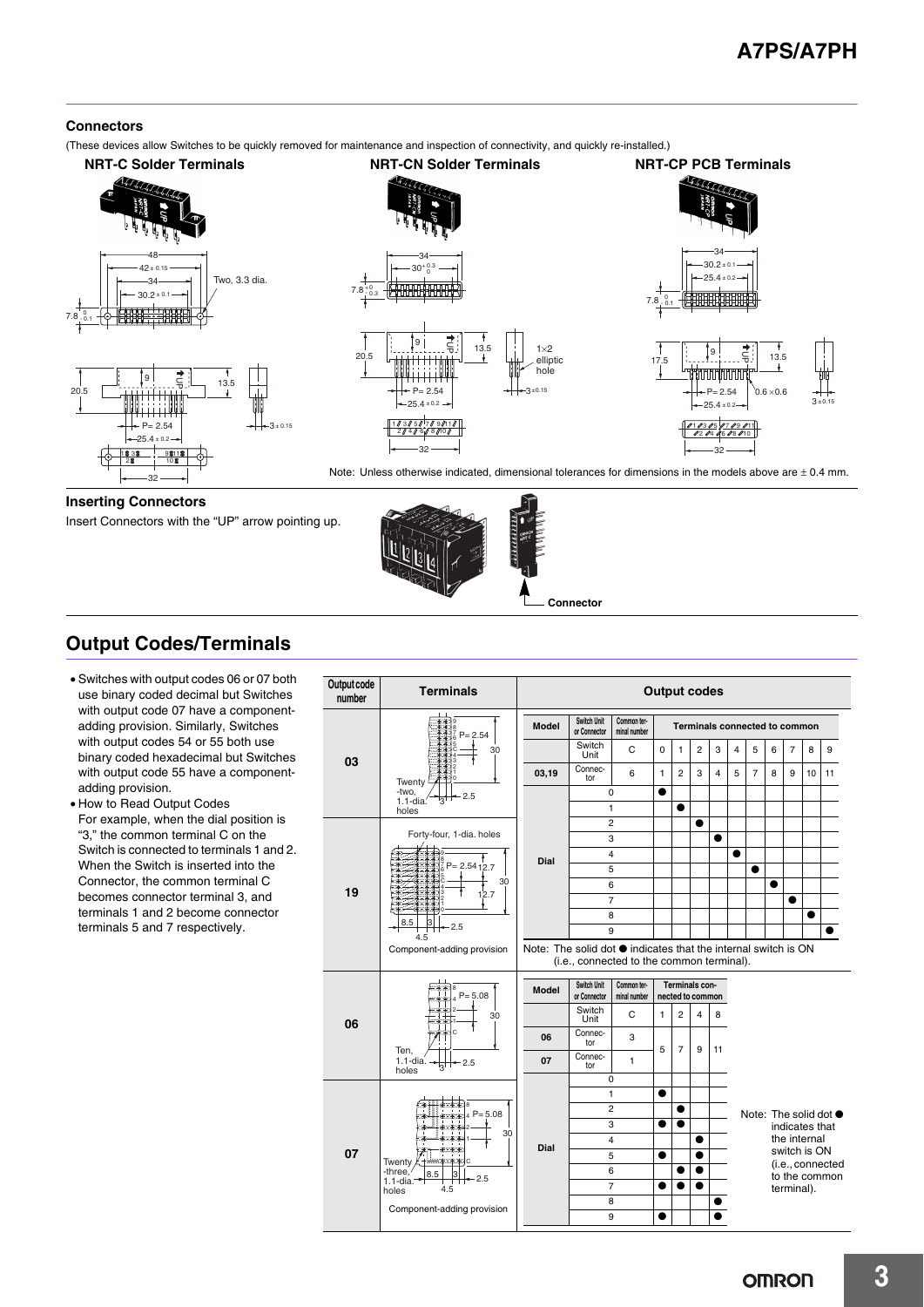## Connectors

(These devices allow Switches to be quickly removed for maintenance and inspection of connectivity, and quickly re-installed.)

**NRT-C Solder Terminals** **NRT-CN Solder Terminals** **NRT-CP PCB Terminals**

Note: Unless otherwise indicated, dimensional tolerances for dimensions in the models above are ± 0.4 mm.

### Inserting Connectors

Insert Connectors with the "UP" arrow pointing up.

Connector

## Output Codes/Terminals

- Switches with output codes 06 or 07 both use binary coded decimal but Switches with output code 07 have a component-adding provision. Similarly, Switches with output codes 54 or 55 both use binary coded hexadecimal but Switches with output code 55 have a component-adding provision.
- How to Read Output Codes
  For example, when the dial position is "3," the common terminal C on the Switch is connected to terminals 1 and 2. When the Switch is inserted into the Connector, the common terminal C becomes connector terminal 3, and terminals 1 and 2 become connector terminals 5 and 7 respectively.

**Output code number 03 / 19**

03: Twenty-two, 1.1-dia. holes, P= 2.54

19: Forty-four, 1-dia. holes, P= 2.54; Component-adding provision

| Model | Switch Unit or Connector | Common terminal number | Terminals connected to common | | | | | | | | | |
|---|---|---|---|---|---|---|---|---|---|---|---|---|
| | Switch Unit | C | 0 | 1 | 2 | 3 | 4 | 5 | 6 | 7 | 8 | 9 |
| 03,19 | Connector | 6 | 1 | 2 | 3 | 4 | 5 | 7 | 8 | 9 | 10 | 11 |
| Dial | 0 | | ● | | | | | | | | | |
| | 1 | | | ● | | | | | | | | |
| | 2 | | | | ● | | | | | | | |
| | 3 | | | | | ● | | | | | | |
| | 4 | | | | | | ● | | | | | |
| | 5 | | | | | | | ● | | | | |
| | 6 | | | | | | | | ● | | | |
| | 7 | | | | | | | | | ● | | |
| | 8 | | | | | | | | | | ● | |
| | 9 | | | | | | | | | | | ● |

Note: The solid dot ● indicates that the internal switch is ON (i.e., connected to the common terminal).

**Output code number 06 / 07**

06: Ten, 1.1-dia. holes, P= 5.08

07: Twenty-three, 1.1-dia. holes, P= 5.08; Component-adding provision

| Model | Switch Unit or Connector | Common terminal number | Terminals connected to common | | | |
|---|---|---|---|---|---|---|
| | Switch Unit | C | 1 | 2 | 4 | 8 |
| 06 | Connector | 3 | 5 | 7 | 9 | 11 |
| 07 | Connector | 1 | 5 | 7 | 9 | 11 |
| Dial | 0 | | | | | |
| | 1 | | ● | | | |
| | 2 | | | ● | | |
| | 3 | | ● | ● | | |
| | 4 | | | | ● | |
| | 5 | | ● | | ● | |
| | 6 | | | ● | ● | |
| | 7 | | ● | ● | ● | |
| | 8 | | | | | ● |
| | 9 | | ● | | | ● |

Note: The solid dot ● indicates that the internal switch is ON (i.e., connected to the common terminal).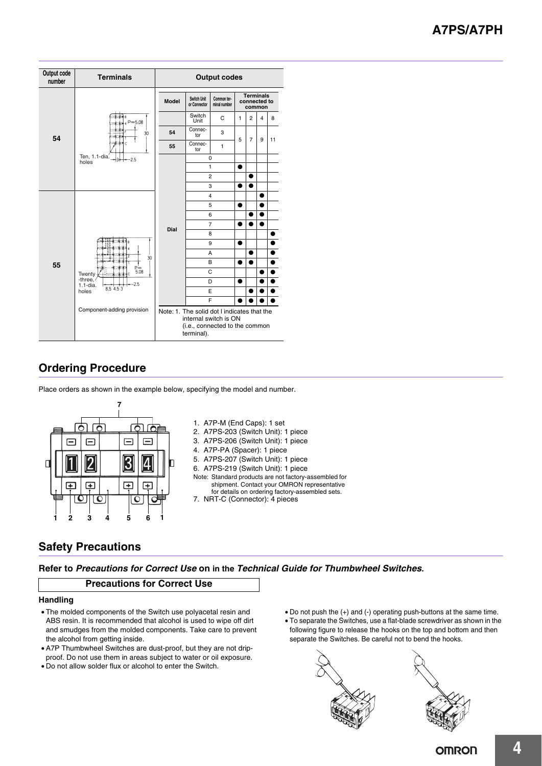| Output code number | Terminals | Output codes |
|---|---|---|
| 54 | Ten, 1.1-dia. holes; P=5.08; 30; 3; 2.5 | |
| 55 | Twenty-three, 1.1-dia. holes; 8.5; 4.5; 3; 2.5; P=5.08; 30<br>Component-adding provision | |

| Model | Switch Unit or Connector | Common terminal number | Terminals connected to common | | | |
|---|---|---|---|---|---|---|
| | Switch Unit | C | 1 | 2 | 4 | 8 |
| 54 | Connector | 3 | 5 | 7 | 9 | 11 |
| 55 | Connector | 1 | | | | |
| Dial | 0 | | | | | |
| | 1 | | ● | | | |
| | 2 | | | ● | | |
| | 3 | | ● | ● | | |
| | 4 | | | | ● | |
| | 5 | | ● | | ● | |
| | 6 | | | ● | ● | |
| | 7 | | ● | ● | ● | |
| | 8 | | | | | ● |
| | 9 | | ● | | | ● |
| | A | | | ● | | ● |
| | B | | ● | ● | | ● |
| | C | | | | ● | ● |
| | D | | ● | | ● | ● |
| | E | | | ● | ● | ● |
| | F | | ● | ● | ● | ● |

Note: 1. The solid dot l indicates that the internal switch is ON (i.e., connected to the common terminal).

## Ordering Procedure

Place orders as shown in the example below, specifying the model and number.

1. A7P-M (End Caps): 1 set
2. A7PS-203 (Switch Unit): 1 piece
3. A7PS-206 (Switch Unit): 1 piece
4. A7P-PA (Spacer): 1 piece
5. A7PS-207 (Switch Unit): 1 piece
6. A7PS-219 (Switch Unit): 1 piece

Note: Standard products are not factory-assembled for shipment. Contact your OMRON representative for details on ordering factory-assembled sets.

7. NRT-C (Connector): 4 pieces

## Safety Precautions

**Refer to *Precautions for Correct Use* on in the *Technical Guide for Thumbwheel Switches*.**

### Precautions for Correct Use

#### Handling

- The molded components of the Switch use polyacetal resin and ABS resin. It is recommended that alcohol is used to wipe off dirt and smudges from the molded components. Take care to prevent the alcohol from getting inside.
- A7P Thumbwheel Switches are dust-proof, but they are not drip-proof. Do not use them in areas subject to water or oil exposure.
- Do not allow solder flux or alcohol to enter the Switch.
- Do not push the (+) and (-) operating push-buttons at the same time.
- To separate the Switches, use a flat-blade screwdriver as shown in the following figure to release the hooks on the top and bottom and then separate the Switches. Be careful not to bend the hooks.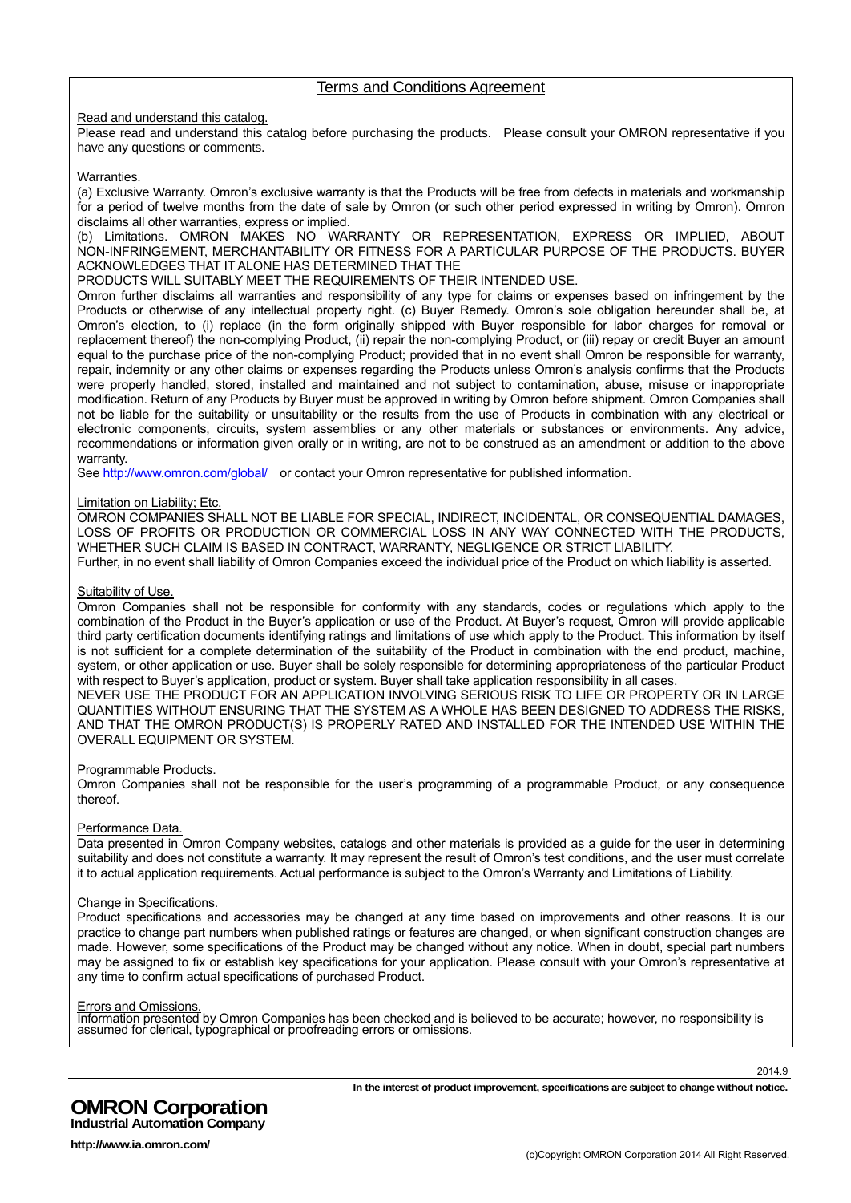# Terms and Conditions Agreement

## Read and understand this catalog.

Please read and understand this catalog before purchasing the products. Please consult your OMRON representative if you have any questions or comments.

## Warranties.

(a) Exclusive Warranty. Omron's exclusive warranty is that the Products will be free from defects in materials and workmanship for a period of twelve months from the date of sale by Omron (or such other period expressed in writing by Omron). Omron disclaims all other warranties, express or implied.

(b) Limitations. OMRON MAKES NO WARRANTY OR REPRESENTATION, EXPRESS OR IMPLIED, ABOUT NON-INFRINGEMENT, MERCHANTABILITY OR FITNESS FOR A PARTICULAR PURPOSE OF THE PRODUCTS. BUYER ACKNOWLEDGES THAT IT ALONE HAS DETERMINED THAT THE PRODUCTS WILL SUITABLY MEET THE REQUIREMENTS OF THEIR INTENDED USE.

Omron further disclaims all warranties and responsibility of any type for claims or expenses based on infringement by the Products or otherwise of any intellectual property right. (c) Buyer Remedy. Omron's sole obligation hereunder shall be, at Omron's election, to (i) replace (in the form originally shipped with Buyer responsible for labor charges for removal or replacement thereof) the non-complying Product, (ii) repair the non-complying Product, or (iii) repay or credit Buyer an amount equal to the purchase price of the non-complying Product; provided that in no event shall Omron be responsible for warranty, repair, indemnity or any other claims or expenses regarding the Products unless Omron's analysis confirms that the Products were properly handled, stored, installed and maintained and not subject to contamination, abuse, misuse or inappropriate modification. Return of any Products by Buyer must be approved in writing by Omron before shipment. Omron Companies shall not be liable for the suitability or unsuitability or the results from the use of Products in combination with any electrical or electronic components, circuits, system assemblies or any other materials or substances or environments. Any advice, recommendations or information given orally or in writing, are not to be construed as an amendment or addition to the above warranty.

See http://www.omron.com/global/ or contact your Omron representative for published information.

## Limitation on Liability; Etc.

OMRON COMPANIES SHALL NOT BE LIABLE FOR SPECIAL, INDIRECT, INCIDENTAL, OR CONSEQUENTIAL DAMAGES, LOSS OF PROFITS OR PRODUCTION OR COMMERCIAL LOSS IN ANY WAY CONNECTED WITH THE PRODUCTS, WHETHER SUCH CLAIM IS BASED IN CONTRACT, WARRANTY, NEGLIGENCE OR STRICT LIABILITY.

Further, in no event shall liability of Omron Companies exceed the individual price of the Product on which liability is asserted.

## Suitability of Use.

Omron Companies shall not be responsible for conformity with any standards, codes or regulations which apply to the combination of the Product in the Buyer's application or use of the Product. At Buyer's request, Omron will provide applicable third party certification documents identifying ratings and limitations of use which apply to the Product. This information by itself is not sufficient for a complete determination of the suitability of the Product in combination with the end product, machine, system, or other application or use. Buyer shall be solely responsible for determining appropriateness of the particular Product with respect to Buyer's application, product or system. Buyer shall take application responsibility in all cases.

NEVER USE THE PRODUCT FOR AN APPLICATION INVOLVING SERIOUS RISK TO LIFE OR PROPERTY OR IN LARGE QUANTITIES WITHOUT ENSURING THAT THE SYSTEM AS A WHOLE HAS BEEN DESIGNED TO ADDRESS THE RISKS, AND THAT THE OMRON PRODUCT(S) IS PROPERLY RATED AND INSTALLED FOR THE INTENDED USE WITHIN THE OVERALL EQUIPMENT OR SYSTEM.

## Programmable Products.

Omron Companies shall not be responsible for the user's programming of a programmable Product, or any consequence thereof.

## Performance Data.

Data presented in Omron Company websites, catalogs and other materials is provided as a guide for the user in determining suitability and does not constitute a warranty. It may represent the result of Omron's test conditions, and the user must correlate it to actual application requirements. Actual performance is subject to the Omron's Warranty and Limitations of Liability.

## Change in Specifications.

Product specifications and accessories may be changed at any time based on improvements and other reasons. It is our practice to change part numbers when published ratings or features are changed, or when significant construction changes are made. However, some specifications of the Product may be changed without any notice. When in doubt, special part numbers may be assigned to fix or establish key specifications for your application. Please consult with your Omron's representative at any time to confirm actual specifications of purchased Product.

## Errors and Omissions.

Information presented by Omron Companies has been checked and is believed to be accurate; however, no responsibility is assumed for clerical, typographical or proofreading errors or omissions.

2014.9

**In the interest of product improvement, specifications are subject to change without notice.**

**OMRON Corporation**
**Industrial Automation Company**

**http://www.ia.omron.com/**

(c)Copyright OMRON Corporation 2014 All Right Reserved.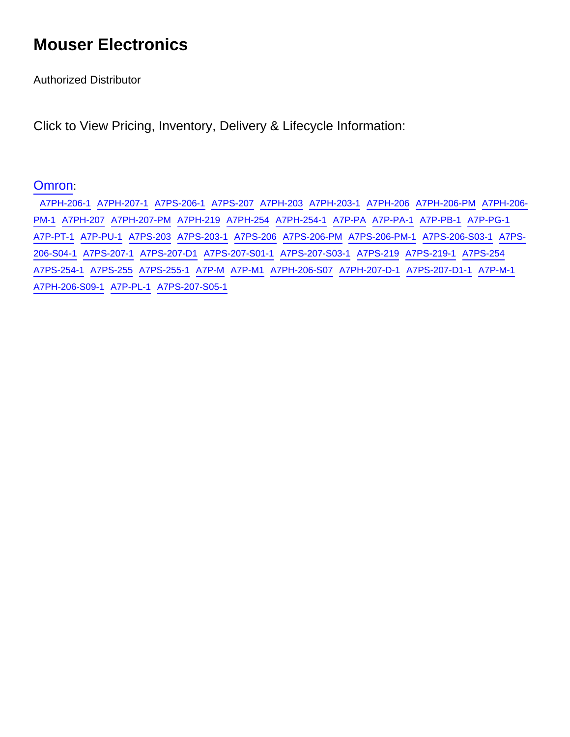# Mouser Electronics

Authorized Distributor

Click to View Pricing, Inventory, Delivery & Lifecycle Information:

Omron:

A7PH-206-1 A7PH-207-1 A7PS-206-1 A7PS-207 A7PH-203 A7PH-203-1 A7PH-206 A7PH-206-PM A7PH-206-PM-1 A7PH-207 A7PH-207-PM A7PH-219 A7PH-254 A7PH-254-1 A7P-PA A7P-PA-1 A7P-PB-1 A7P-PG-1 A7P-PT-1 A7P-PU-1 A7PS-203 A7PS-203-1 A7PS-206 A7PS-206-PM A7PS-206-PM-1 A7PS-206-S03-1 A7PS-206-S04-1 A7PS-207-1 A7PS-207-D1 A7PS-207-S01-1 A7PS-207-S03-1 A7PS-219 A7PS-219-1 A7PS-254 A7PS-254-1 A7PS-255 A7PS-255-1 A7P-M A7P-M1 A7PH-206-S07 A7PH-207-D-1 A7PS-207-D1-1 A7P-M-1 A7PH-206-S09-1 A7P-PL-1 A7PS-207-S05-1